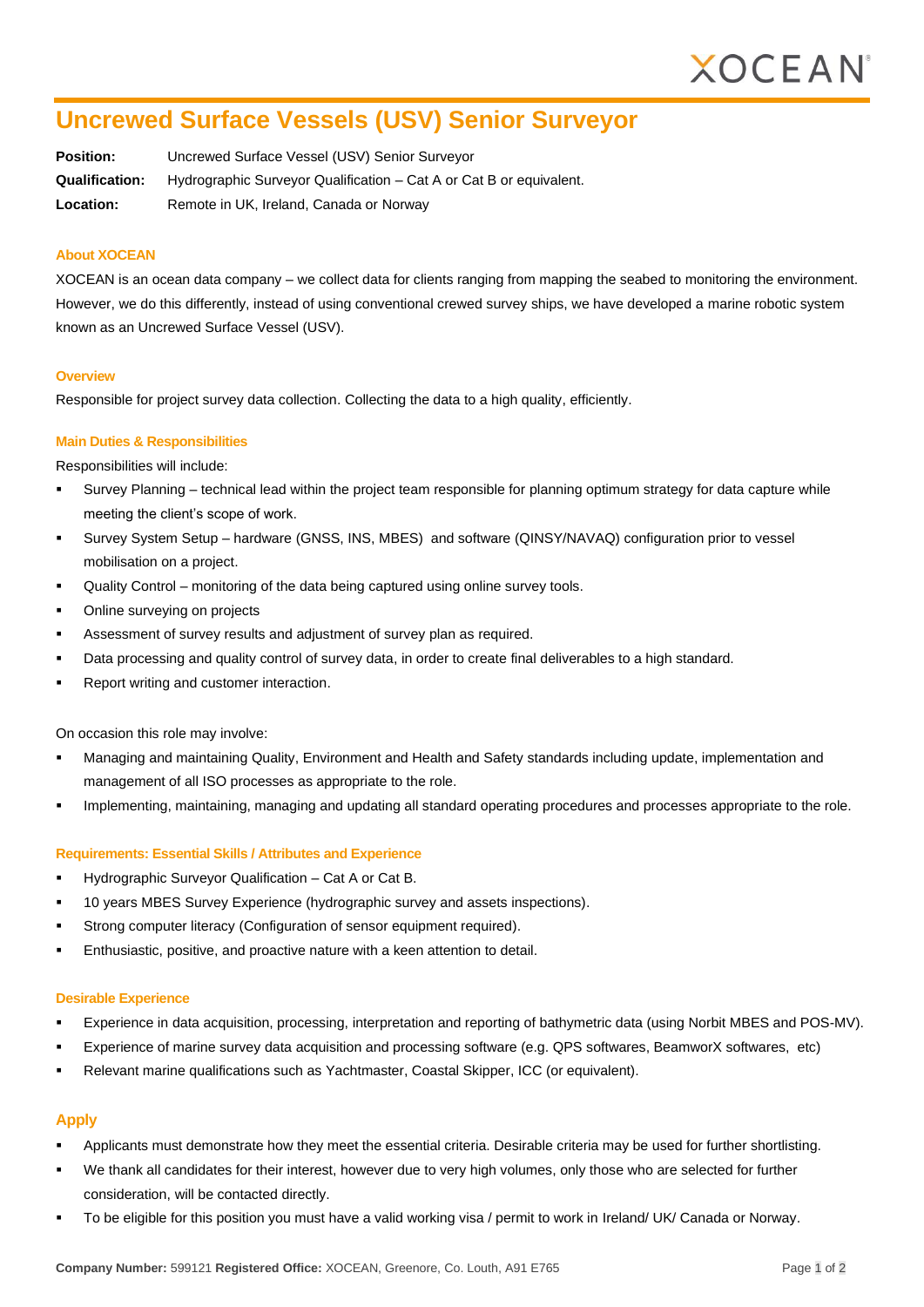# Uncrewed Surface Vessels (USV) Senior Surveyor

**Position:** Uncrewed Surface Vessel (USV) Senior Surveyor

**Qualification:** Hydrographic Surveyor Qualification – Cat A or Cat B or equivalent.

**Location:** Remote in UK, Ireland, Canada or Norway

### About XOCEAN

XOCEAN is an ocean data company – we collect data for clients ranging from mapping the seabed to monitoring the environment. However, we do this differently, instead of using conventional crewed survey ships, we have developed a marine robotic system known as an Uncrewed Surface Vessel (USV).

### Overview

Responsible for project survey data collection. Collecting the data to a high quality, efficiently.

### Main Duties & Responsibilities

Responsibilities will include:

- Survey Planning – technical lead within the project team responsible for planning optimum strategy for data capture while meeting the client's scope of work.
- Survey System Setup – hardware (GNSS, INS, MBES) and software (QINSY/NAVAQ) configuration prior to vessel mobilisation on a project.
- Quality Control – monitoring of the data being captured using online survey tools.
- Online surveying on projects
- Assessment of survey results and adjustment of survey plan as required.
- Data processing and quality control of survey data, in order to create final deliverables to a high standard.
- Report writing and customer interaction.

On occasion this role may involve:

- Managing and maintaining Quality, Environment and Health and Safety standards including update, implementation and management of all ISO processes as appropriate to the role.
- Implementing, maintaining, managing and updating all standard operating procedures and processes appropriate to the role.

### Requirements: Essential Skills / Attributes and Experience

- Hydrographic Surveyor Qualification – Cat A or Cat B.
- 10 years MBES Survey Experience (hydrographic survey and assets inspections).
- Strong computer literacy (Configuration of sensor equipment required).
- Enthusiastic, positive, and proactive nature with a keen attention to detail.

### Desirable Experience

- Experience in data acquisition, processing, interpretation and reporting of bathymetric data (using Norbit MBES and POS-MV).
- Experience of marine survey data acquisition and processing software (e.g. QPS softwares, BeamworX softwares, etc)
- Relevant marine qualifications such as Yachtmaster, Coastal Skipper, ICC (or equivalent).

## Apply

- Applicants must demonstrate how they meet the essential criteria. Desirable criteria may be used for further shortlisting.
- We thank all candidates for their interest, however due to very high volumes, only those who are selected for further consideration, will be contacted directly.
- To be eligible for this position you must have a valid working visa / permit to work in Ireland/ UK/ Canada or Norway.

**Company Number:** 599121 **Registered Office:** XOCEAN, Greenore, Co. Louth, A91 E765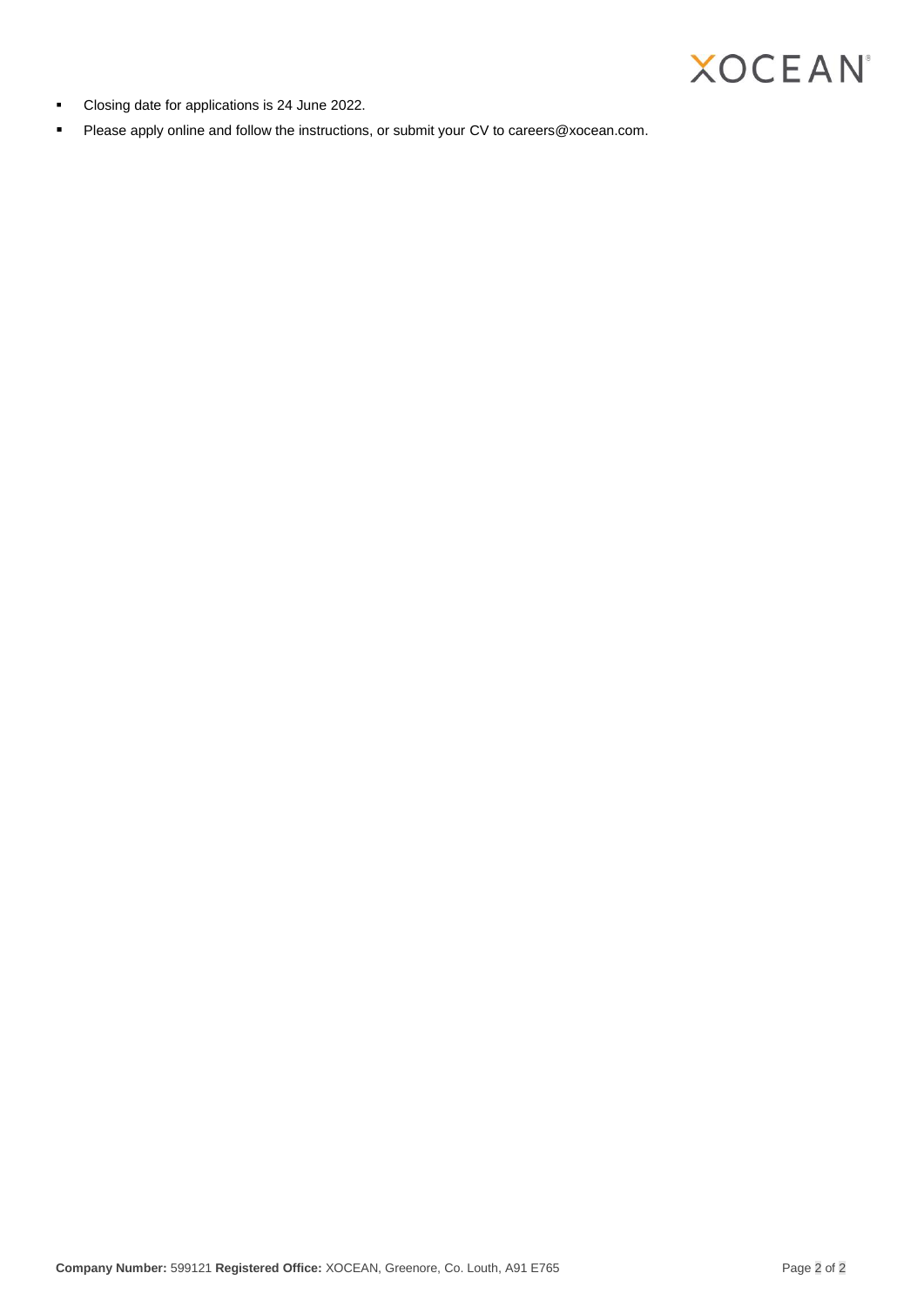- Closing date for applications is 24 June 2022.
- Please apply online and follow the instructions, or submit your CV to careers@xocean.com.